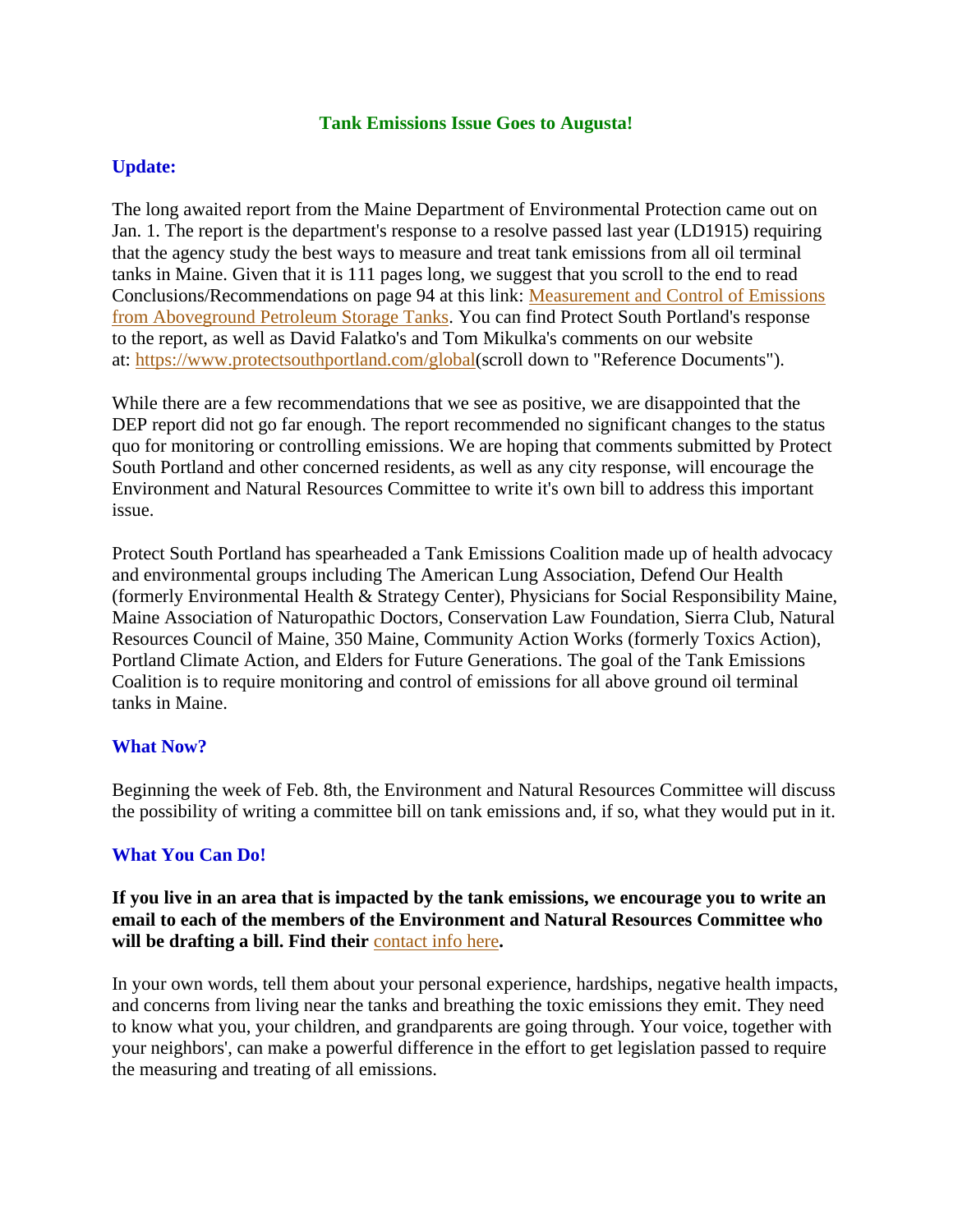# Tank Emissions Issue Goes to Augusta!

## Update:

The long awaited report from the Maine Department of Environmental Protection came out on Jan. 1. The report is the department's response to a resolve passed last year (LD1915) requiring that the agency study the best ways to measure and treat tank emissions from all oil terminal tanks in Maine. Given that it is 111 pages long, we suggest that you scroll to the end to read Conclusions/Recommendations on page 94 at this link: Measurement and Control of Emissions from Aboveground Petroleum Storage Tanks. You can find Protect South Portland's response to the report, as well as David Falatko's and Tom Mikulka's comments on our website at: https://www.protectsouthportland.com/global(scroll down to "Reference Documents").

While there are a few recommendations that we see as positive, we are disappointed that the DEP report did not go far enough. The report recommended no significant changes to the status quo for monitoring or controlling emissions. We are hoping that comments submitted by Protect South Portland and other concerned residents, as well as any city response, will encourage the Environment and Natural Resources Committee to write it's own bill to address this important issue.

Protect South Portland has spearheaded a Tank Emissions Coalition made up of health advocacy and environmental groups including The American Lung Association, Defend Our Health (formerly Environmental Health & Strategy Center), Physicians for Social Responsibility Maine, Maine Association of Naturopathic Doctors, Conservation Law Foundation, Sierra Club, Natural Resources Council of Maine, 350 Maine, Community Action Works (formerly Toxics Action), Portland Climate Action, and Elders for Future Generations. The goal of the Tank Emissions Coalition is to require monitoring and control of emissions for all above ground oil terminal tanks in Maine.

## What Now?

Beginning the week of Feb. 8th, the Environment and Natural Resources Committee will discuss the possibility of writing a committee bill on tank emissions and, if so, what they would put in it.

## What You Can Do!

**If you live in an area that is impacted by the tank emissions, we encourage you to write an email to each of the members of the Environment and Natural Resources Committee who will be drafting a bill. Find their contact info here.**

In your own words, tell them about your personal experience, hardships, negative health impacts, and concerns from living near the tanks and breathing the toxic emissions they emit. They need to know what you, your children, and grandparents are going through. Your voice, together with your neighbors', can make a powerful difference in the effort to get legislation passed to require the measuring and treating of all emissions.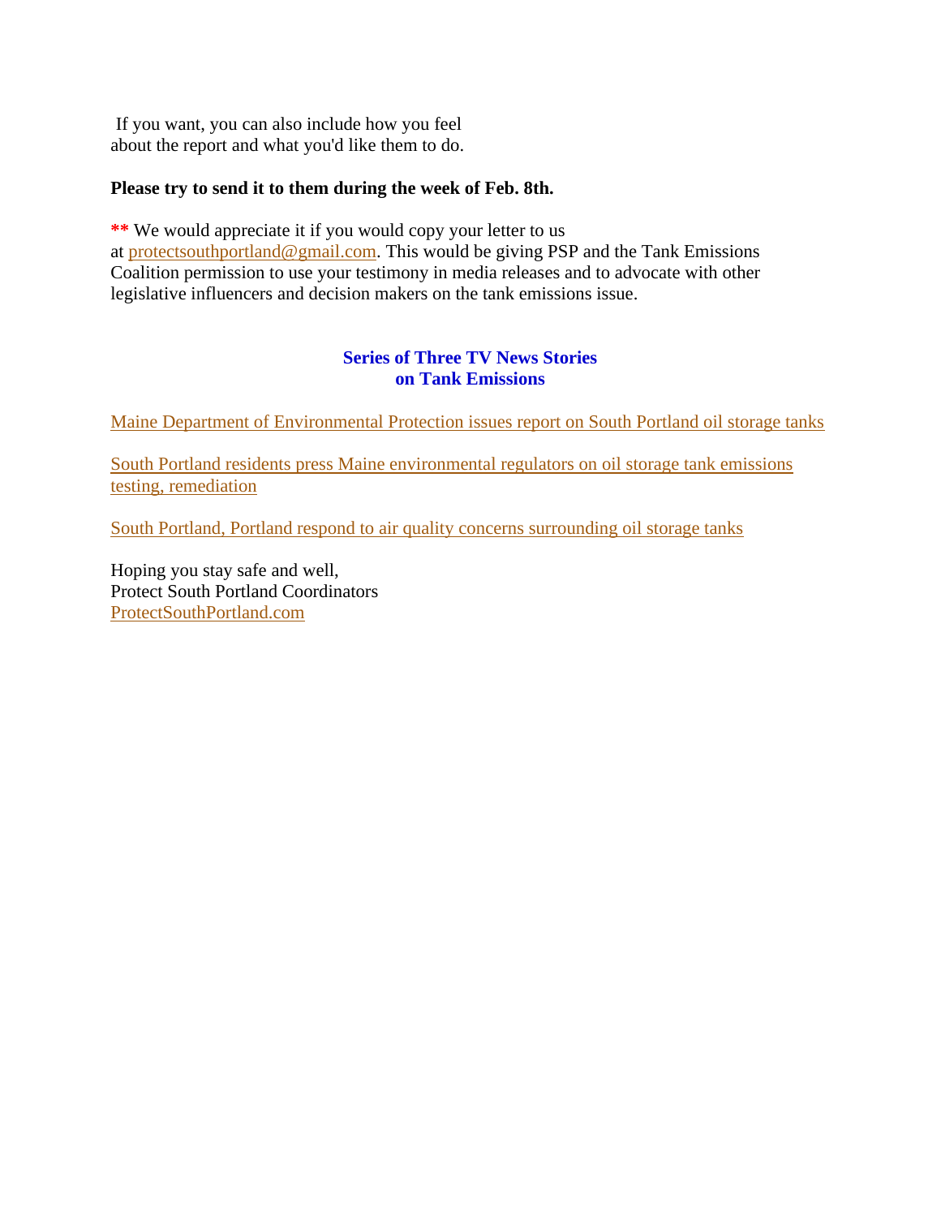If you want, you can also include how you feel about the report and what you'd like them to do.

**Please try to send it to them during the week of Feb. 8th.**

**\*\*** We would appreciate it if you would copy your letter to us at protectsouthportland@gmail.com. This would be giving PSP and the Tank Emissions Coalition permission to use your testimony in media releases and to advocate with other legislative influencers and decision makers on the tank emissions issue.

## Series of Three TV News Stories on Tank Emissions

Maine Department of Environmental Protection issues report on South Portland oil storage tanks

South Portland residents press Maine environmental regulators on oil storage tank emissions testing, remediation

South Portland, Portland respond to air quality concerns surrounding oil storage tanks

Hoping you stay safe and well,
Protect South Portland Coordinators
ProtectSouthPortland.com